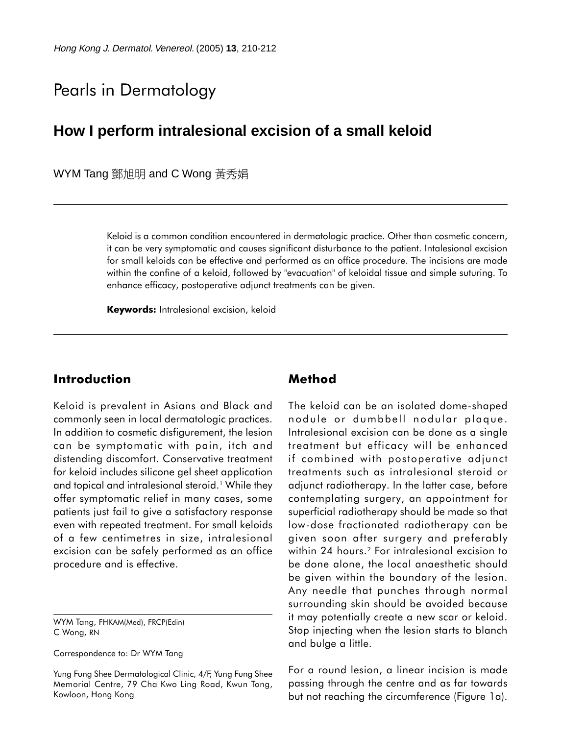Pearls in Dermatology

# How I perform intralesional excision of a small keloid

WYM Tang 鄧旭明 and C Wong 黃秀娟

Keloid is a common condition encountered in dermatologic practice. Other than cosmetic concern, it can be very symptomatic and causes significant disturbance to the patient. Intalesional excision for small keloids can be effective and performed as an office procedure. The incisions are made within the confine of a keloid, followed by "evacuation" of keloidal tissue and simple suturing. To enhance efficacy, postoperative adjunct treatments can be given.

**Keywords:** Intralesional excision, keloid

## Introduction

Keloid is prevalent in Asians and Black and commonly seen in local dermatologic practices. In addition to cosmetic disfigurement, the lesion can be symptomatic with pain, itch and distending discomfort. Conservative treatment for keloid includes silicone gel sheet application and topical and intralesional steroid.[1] While they offer symptomatic relief in many cases, some patients just fail to give a satisfactory response even with repeated treatment. For small keloids of a few centimetres in size, intralesional excision can be safely performed as an office procedure and is effective.

WYM Tang, FHKAM(Med), FRCP(Edin)
C Wong, RN

Correspondence to: Dr WYM Tang

Yung Fung Shee Dermatological Clinic, 4/F, Yung Fung Shee Memorial Centre, 79 Cha Kwo Ling Road, Kwun Tong, Kowloon, Hong Kong

## Method

The keloid can be an isolated dome-shaped nodule or dumbbell nodular plaque. Intralesional excision can be done as a single treatment but efficacy will be enhanced if combined with postoperative adjunct treatments such as intralesional steroid or adjunct radiotherapy. In the latter case, before contemplating surgery, an appointment for superficial radiotherapy should be made so that low-dose fractionated radiotherapy can be given soon after surgery and preferably within 24 hours.[2] For intralesional excision to be done alone, the local anaesthetic should be given within the boundary of the lesion. Any needle that punches through normal surrounding skin should be avoided because it may potentially create a new scar or keloid. Stop injecting when the lesion starts to blanch and bulge a little.

For a round lesion, a linear incision is made passing through the centre and as far towards but not reaching the circumference (Figure 1a).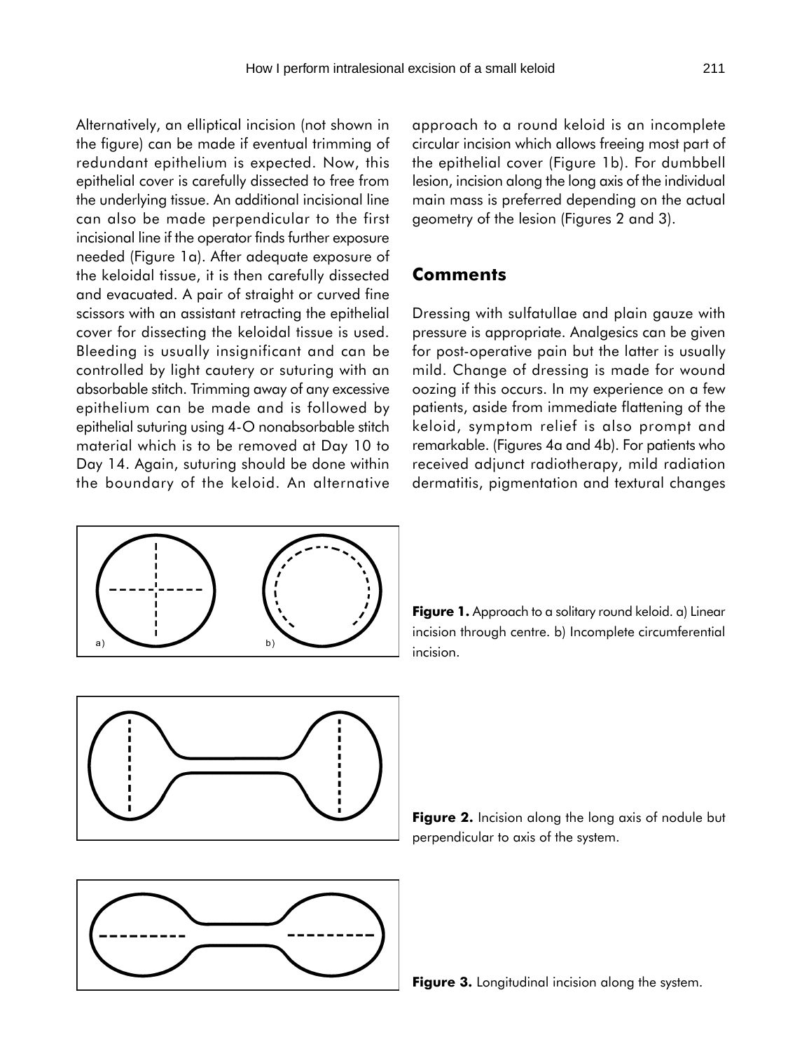Alternatively, an elliptical incision (not shown in the figure) can be made if eventual trimming of redundant epithelium is expected. Now, this epithelial cover is carefully dissected to free from the underlying tissue. An additional incisional line can also be made perpendicular to the first incisional line if the operator finds further exposure needed (Figure 1a). After adequate exposure of the keloidal tissue, it is then carefully dissected and evacuated. A pair of straight or curved fine scissors with an assistant retracting the epithelial cover for dissecting the keloidal tissue is used. Bleeding is usually insignificant and can be controlled by light cautery or suturing with an absorbable stitch. Trimming away of any excessive epithelium can be made and is followed by epithelial suturing using 4-O nonabsorbable stitch material which is to be removed at Day 10 to Day 14. Again, suturing should be done within the boundary of the keloid. An alternative approach to a round keloid is an incomplete circular incision which allows freeing most part of the epithelial cover (Figure 1b). For dumbbell lesion, incision along the long axis of the individual main mass is preferred depending on the actual geometry of the lesion (Figures 2 and 3).

## Comments

Dressing with sulfatullae and plain gauze with pressure is appropriate. Analgesics can be given for post-operative pain but the latter is usually mild. Change of dressing is made for wound oozing if this occurs. In my experience on a few patients, aside from immediate flattening of the keloid, symptom relief is also prompt and remarkable. (Figures 4a and 4b). For patients who received adjunct radiotherapy, mild radiation dermatitis, pigmentation and textural changes

**Figure 1.** Approach to a solitary round keloid. a) Linear incision through centre. b) Incomplete circumferential incision.

**Figure 2.** Incision along the long axis of nodule but perpendicular to axis of the system.

**Figure 3.** Longitudinal incision along the system.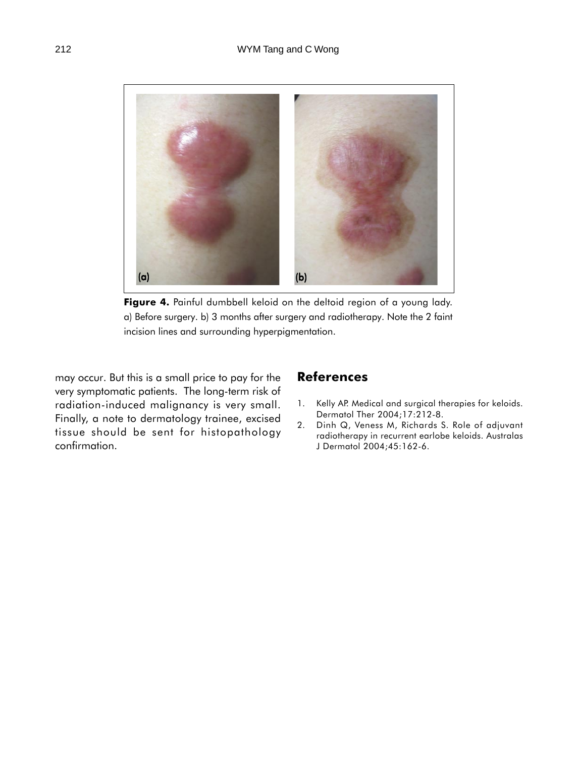**Figure 4.** Painful dumbbell keloid on the deltoid region of a young lady. a) Before surgery. b) 3 months after surgery and radiotherapy. Note the 2 faint incision lines and surrounding hyperpigmentation.

may occur. But this is a small price to pay for the very symptomatic patients. The long-term risk of radiation-induced malignancy is very small. Finally, a note to dermatology trainee, excised tissue should be sent for histopathology confirmation.

## References

1. Kelly AP. Medical and surgical therapies for keloids. Dermatol Ther 2004;17:212-8.
2. Dinh Q, Veness M, Richards S. Role of adjuvant radiotherapy in recurrent earlobe keloids. Australas J Dermatol 2004;45:162-6.